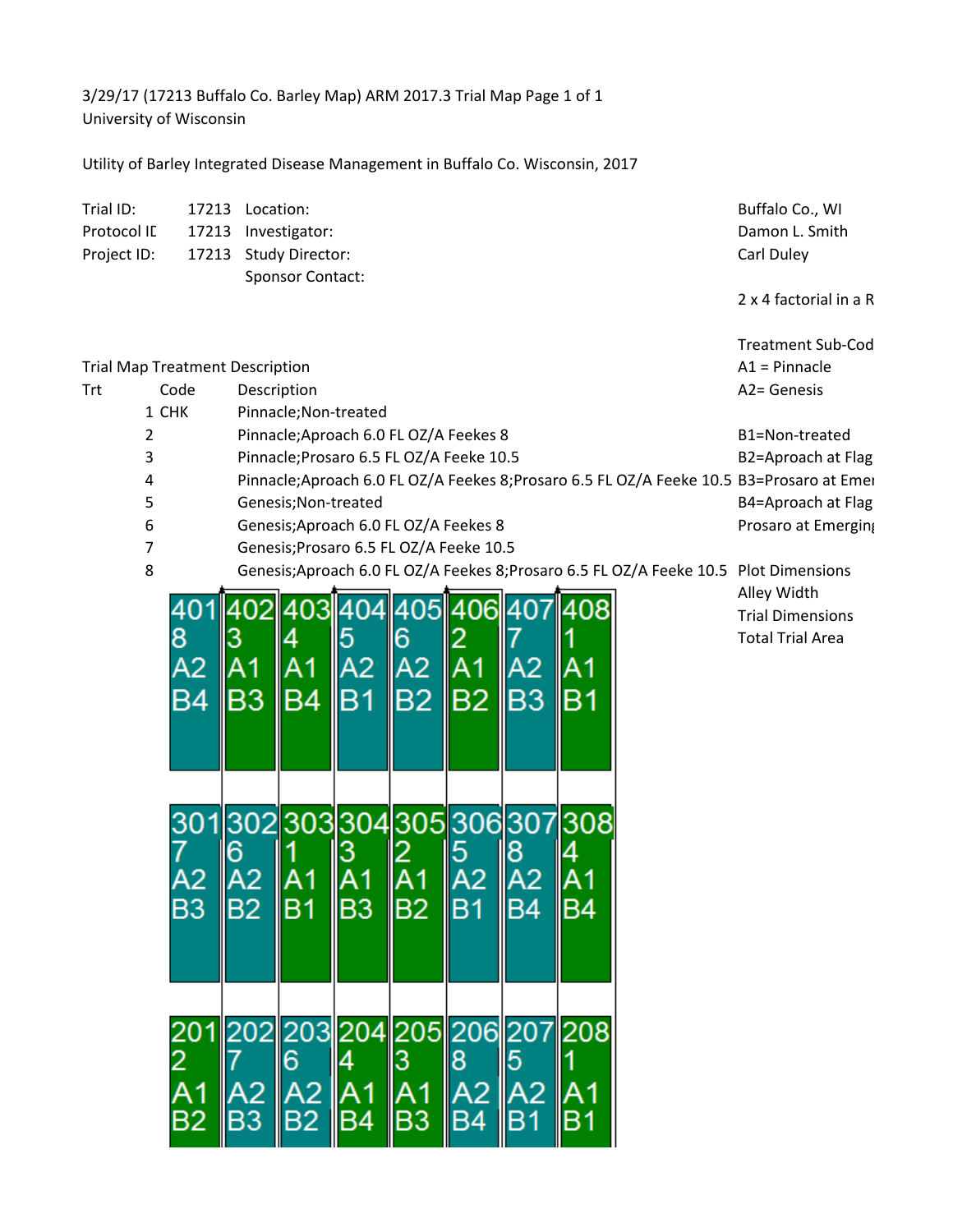3/29/17 (17213 Buffalo Co. Barley Map) ARM 2017.3 Trial Map Page 1 of 1
University of Wisconsin

Utility of Barley Integrated Disease Management in Buffalo Co. Wisconsin, 2017

| | | | |
|---|---|---|---|
| Trial ID: | 17213 | Location: | Buffalo Co., WI |
| Protocol IC | 17213 | Investigator: | Damon L. Smith |
| Project ID: | 17213 | Study Director: | Carl Duley |
| | | Sponsor Contact: | |

2 x 4 factorial in a R

Treatment Sub-Cod
A1 = Pinnacle
A2= Genesis

B1=Non-treated
B2=Aproach at Flag
B3=Prosaro at Emer
B4=Aproach at Flag
Prosaro at Emerging

Plot Dimensions
Alley Width
Trial Dimensions
Total Trial Area

Trial Map Treatment Description

| Trt | Code | Description |
|---|---|---|
| 1 | CHK | Pinnacle;Non-treated |
| 2 | | Pinnacle;Aproach 6.0 FL OZ/A Feekes 8 |
| 3 | | Pinnacle;Prosaro 6.5 FL OZ/A Feeke 10.5 |
| 4 | | Pinnacle;Aproach 6.0 FL OZ/A Feekes 8;Prosaro 6.5 FL OZ/A Feeke 10.5 |
| 5 | | Genesis;Non-treated |
| 6 | | Genesis;Aproach 6.0 FL OZ/A Feekes 8 |
| 7 | | Genesis;Prosaro 6.5 FL OZ/A Feeke 10.5 |
| 8 | | Genesis;Aproach 6.0 FL OZ/A Feekes 8;Prosaro 6.5 FL OZ/A Feeke 10.5 |

| 401 | 402 | 403 | 404 | 405 | 406 | 407 | 408 |
|---|---|---|---|---|---|---|---|
| 8 | 3 | 4 | 5 | 6 | 2 | 7 | 1 |
| A2 | A1 | A1 | A2 | A2 | A1 | A2 | A1 |
| B4 | B3 | B4 | B1 | B2 | B2 | B3 | B1 |

| 301 | 302 | 303 | 304 | 305 | 306 | 307 | 308 |
|---|---|---|---|---|---|---|---|
| 7 | 6 | 1 | 3 | 2 | 5 | 8 | 4 |
| A2 | A2 | A1 | A1 | A1 | A2 | A2 | A1 |
| B3 | B2 | B1 | B3 | B2 | B1 | B4 | B4 |

| 201 | 202 | 203 | 204 | 205 | 206 | 207 | 208 |
|---|---|---|---|---|---|---|---|
| 2 | 7 | 6 | 4 | 3 | 8 | 5 | 1 |
| A1 | A2 | A2 | A1 | A1 | A2 | A2 | A1 |
| B2 | B3 | B2 | B4 | B3 | B4 | B1 | B1 |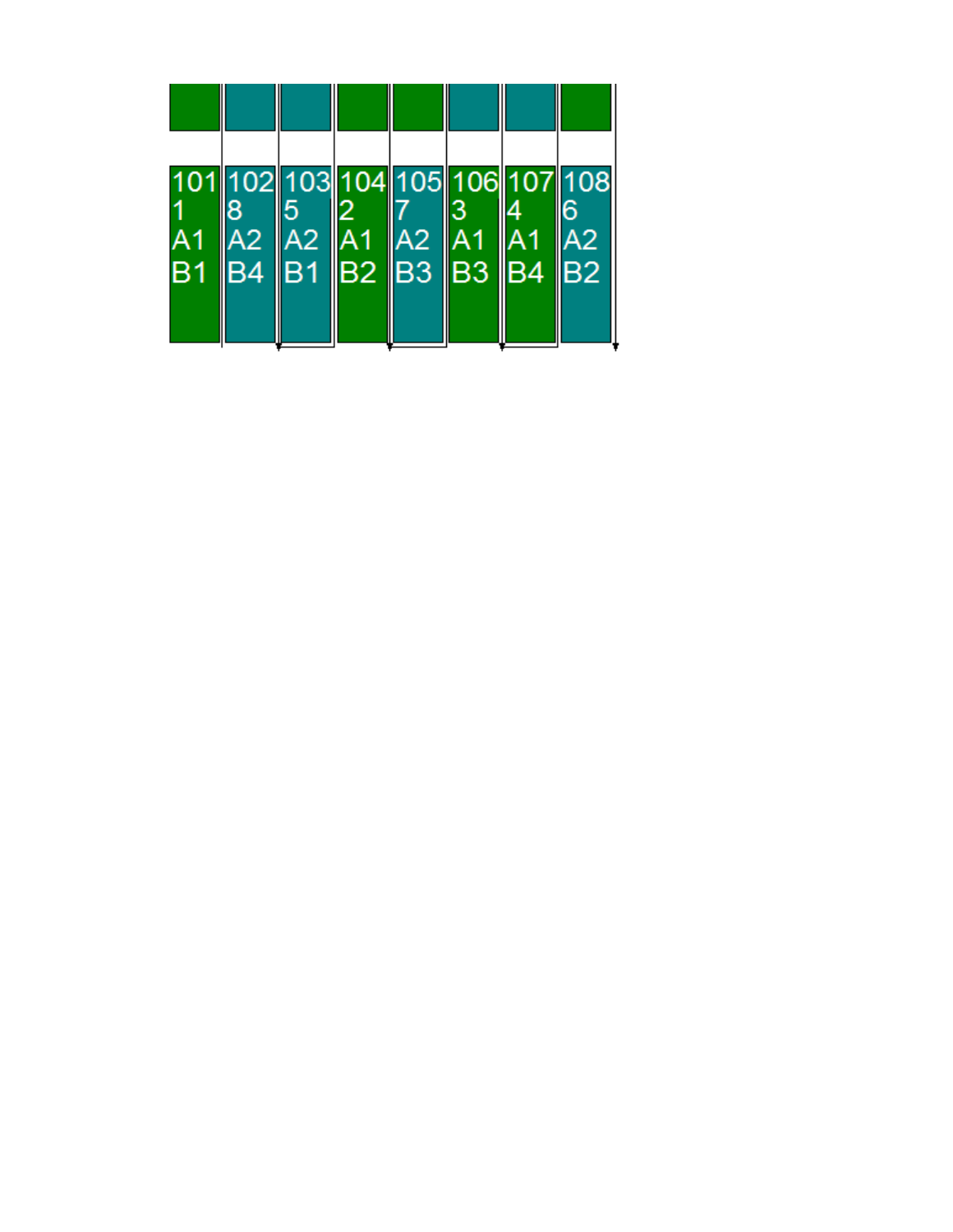| 101 | 102 | 103 | 104 | 105 | 106 | 107 | 108 |
|---|---|---|---|---|---|---|---|
| 1 | 8 | 5 | 2 | 7 | 3 | 4 | 6 |
| A1 | A2 | A2 | A1 | A2 | A1 | A1 | A2 |
| B1 | B4 | B1 | B2 | B3 | B3 | B4 | B2 |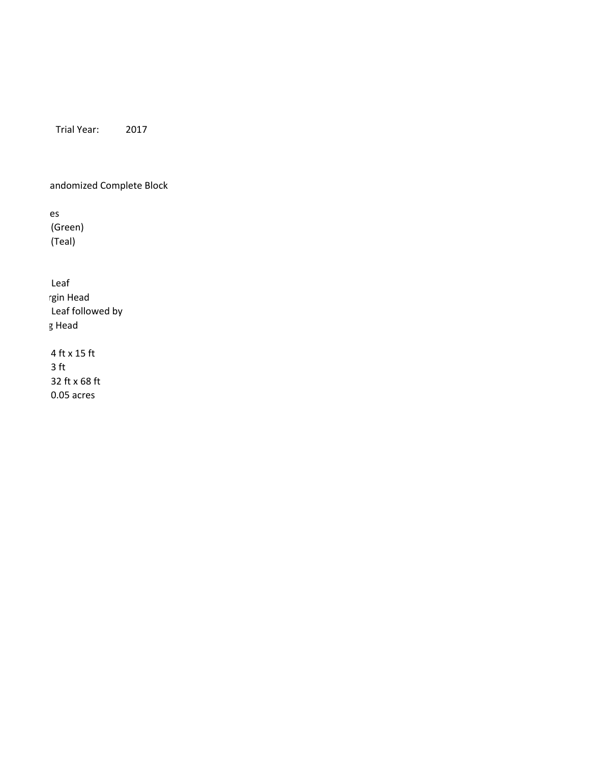Trial Year: 2017

andomized Complete Block

es
(Green)
(Teal)

Leaf
rgin Head
Leaf followed by
g Head

4 ft x 15 ft
3 ft
32 ft x 68 ft
0.05 acres